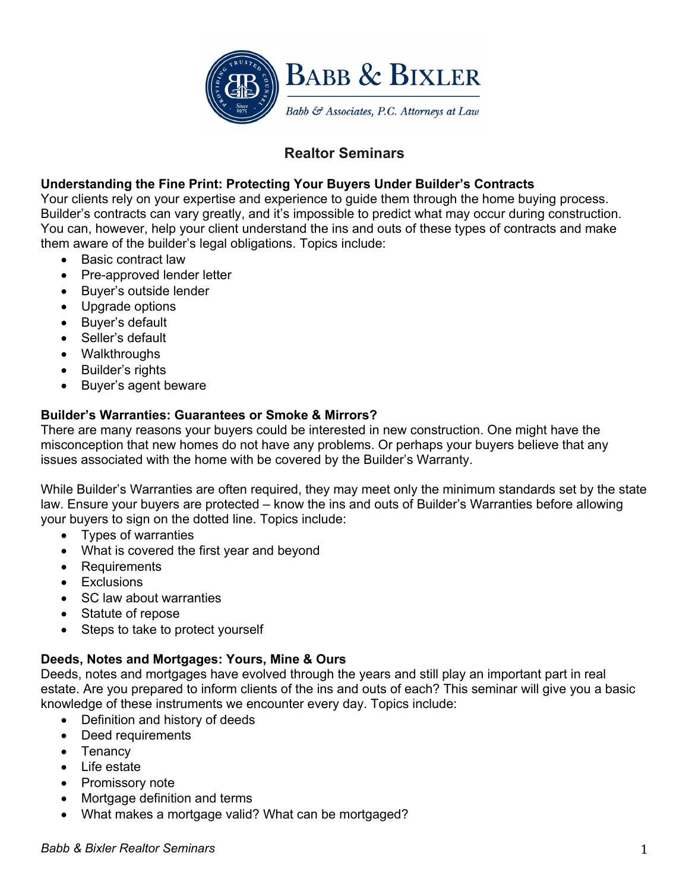# Realtor Seminars

**Understanding the Fine Print: Protecting Your Buyers Under Builder's Contracts**

Your clients rely on your expertise and experience to guide them through the home buying process. Builder's contracts can vary greatly, and it's impossible to predict what may occur during construction. You can, however, help your client understand the ins and outs of these types of contracts and make them aware of the builder's legal obligations. Topics include:

- Basic contract law
- Pre-approved lender letter
- Buyer's outside lender
- Upgrade options
- Buyer's default
- Seller's default
- Walkthroughs
- Builder's rights
- Buyer's agent beware

**Builder's Warranties: Guarantees or Smoke & Mirrors?**

There are many reasons your buyers could be interested in new construction. One might have the misconception that new homes do not have any problems. Or perhaps your buyers believe that any issues associated with the home with be covered by the Builder's Warranty.

While Builder's Warranties are often required, they may meet only the minimum standards set by the state law. Ensure your buyers are protected – know the ins and outs of Builder's Warranties before allowing your buyers to sign on the dotted line. Topics include:

- Types of warranties
- What is covered the first year and beyond
- Requirements
- Exclusions
- SC law about warranties
- Statute of repose
- Steps to take to protect yourself

**Deeds, Notes and Mortgages: Yours, Mine & Ours**

Deeds, notes and mortgages have evolved through the years and still play an important part in real estate. Are you prepared to inform clients of the ins and outs of each? This seminar will give you a basic knowledge of these instruments we encounter every day. Topics include:

- Definition and history of deeds
- Deed requirements
- Tenancy
- Life estate
- Promissory note
- Mortgage definition and terms
- What makes a mortgage valid? What can be mortgaged?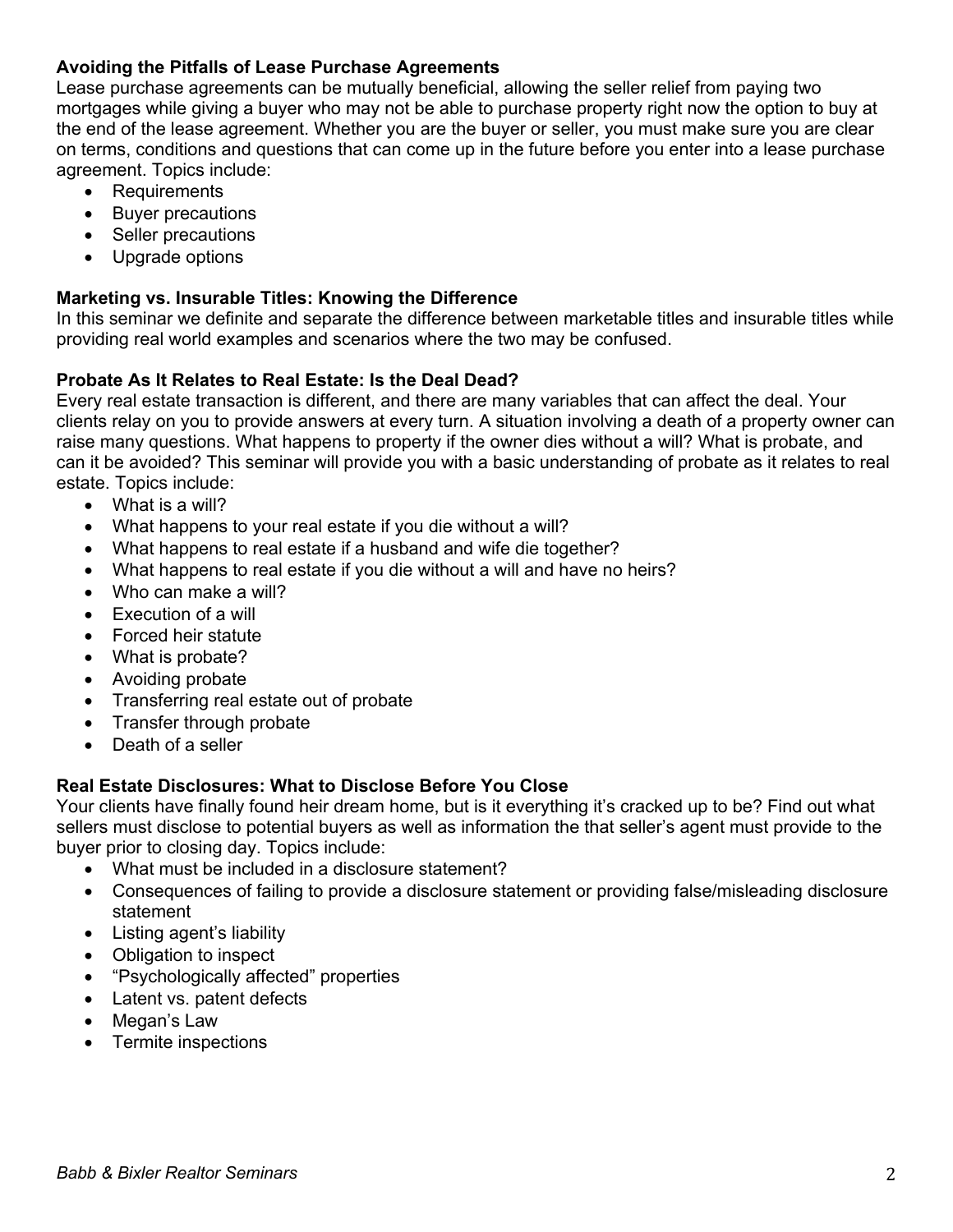**Avoiding the Pitfalls of Lease Purchase Agreements**

Lease purchase agreements can be mutually beneficial, allowing the seller relief from paying two mortgages while giving a buyer who may not be able to purchase property right now the option to buy at the end of the lease agreement. Whether you are the buyer or seller, you must make sure you are clear on terms, conditions and questions that can come up in the future before you enter into a lease purchase agreement. Topics include:

- Requirements
- Buyer precautions
- Seller precautions
- Upgrade options

**Marketing vs. Insurable Titles: Knowing the Difference**

In this seminar we definite and separate the difference between marketable titles and insurable titles while providing real world examples and scenarios where the two may be confused.

**Probate As It Relates to Real Estate: Is the Deal Dead?**

Every real estate transaction is different, and there are many variables that can affect the deal. Your clients relay on you to provide answers at every turn. A situation involving a death of a property owner can raise many questions. What happens to property if the owner dies without a will? What is probate, and can it be avoided? This seminar will provide you with a basic understanding of probate as it relates to real estate. Topics include:

- What is a will?
- What happens to your real estate if you die without a will?
- What happens to real estate if a husband and wife die together?
- What happens to real estate if you die without a will and have no heirs?
- Who can make a will?
- Execution of a will
- Forced heir statute
- What is probate?
- Avoiding probate
- Transferring real estate out of probate
- Transfer through probate
- Death of a seller

**Real Estate Disclosures: What to Disclose Before You Close**

Your clients have finally found heir dream home, but is it everything it's cracked up to be? Find out what sellers must disclose to potential buyers as well as information the that seller's agent must provide to the buyer prior to closing day. Topics include:

- What must be included in a disclosure statement?
- Consequences of failing to provide a disclosure statement or providing false/misleading disclosure statement
- Listing agent's liability
- Obligation to inspect
- "Psychologically affected" properties
- Latent vs. patent defects
- Megan's Law
- Termite inspections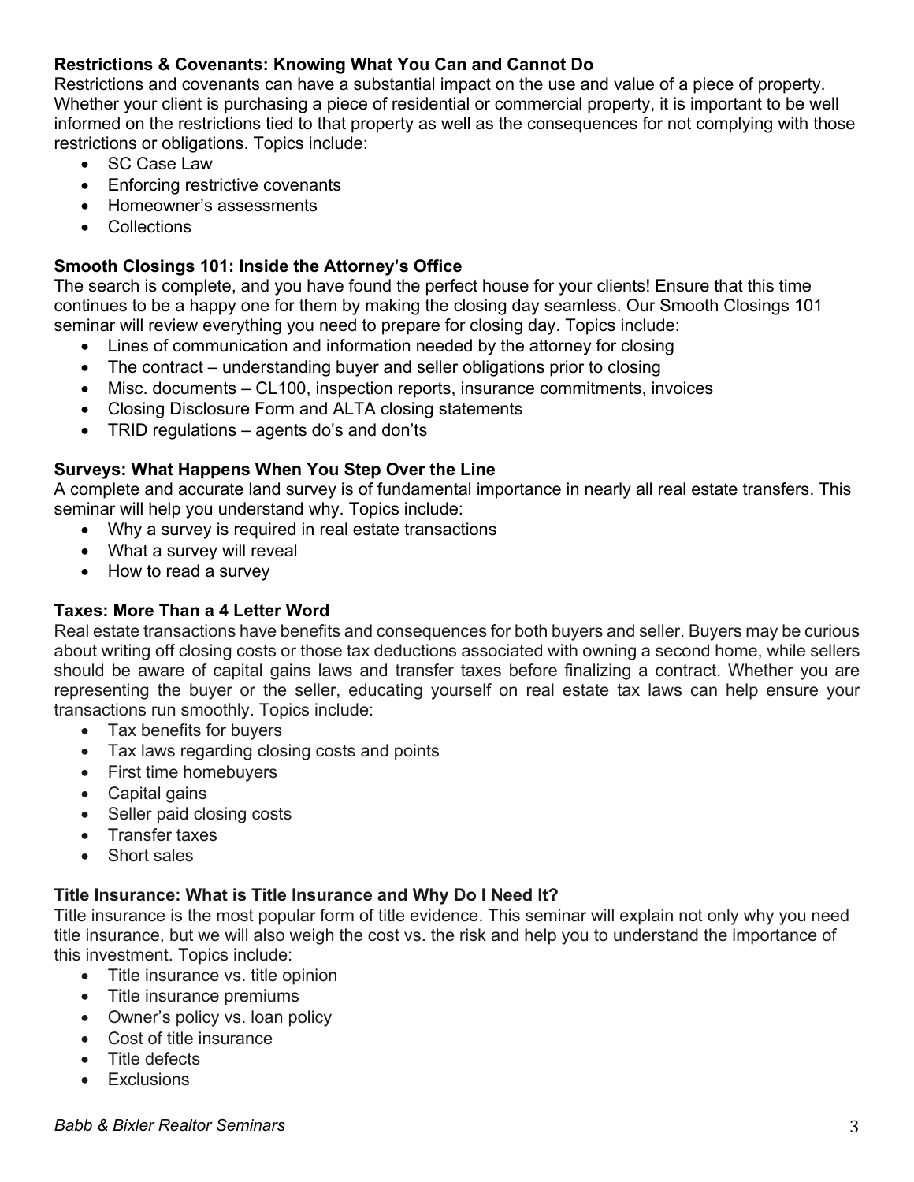**Restrictions & Covenants: Knowing What You Can and Cannot Do**

Restrictions and covenants can have a substantial impact on the use and value of a piece of property. Whether your client is purchasing a piece of residential or commercial property, it is important to be well informed on the restrictions tied to that property as well as the consequences for not complying with those restrictions or obligations. Topics include:

- SC Case Law
- Enforcing restrictive covenants
- Homeowner's assessments
- Collections

**Smooth Closings 101: Inside the Attorney's Office**

The search is complete, and you have found the perfect house for your clients! Ensure that this time continues to be a happy one for them by making the closing day seamless. Our Smooth Closings 101 seminar will review everything you need to prepare for closing day. Topics include:

- Lines of communication and information needed by the attorney for closing
- The contract – understanding buyer and seller obligations prior to closing
- Misc. documents – CL100, inspection reports, insurance commitments, invoices
- Closing Disclosure Form and ALTA closing statements
- TRID regulations – agents do's and don'ts

**Surveys: What Happens When You Step Over the Line**

A complete and accurate land survey is of fundamental importance in nearly all real estate transfers. This seminar will help you understand why. Topics include:

- Why a survey is required in real estate transactions
- What a survey will reveal
- How to read a survey

**Taxes: More Than a 4 Letter Word**

Real estate transactions have benefits and consequences for both buyers and seller. Buyers may be curious about writing off closing costs or those tax deductions associated with owning a second home, while sellers should be aware of capital gains laws and transfer taxes before finalizing a contract. Whether you are representing the buyer or the seller, educating yourself on real estate tax laws can help ensure your transactions run smoothly. Topics include:

- Tax benefits for buyers
- Tax laws regarding closing costs and points
- First time homebuyers
- Capital gains
- Seller paid closing costs
- Transfer taxes
- Short sales

**Title Insurance: What is Title Insurance and Why Do I Need It?**

Title insurance is the most popular form of title evidence. This seminar will explain not only why you need title insurance, but we will also weigh the cost vs. the risk and help you to understand the importance of this investment. Topics include:

- Title insurance vs. title opinion
- Title insurance premiums
- Owner's policy vs. loan policy
- Cost of title insurance
- Title defects
- Exclusions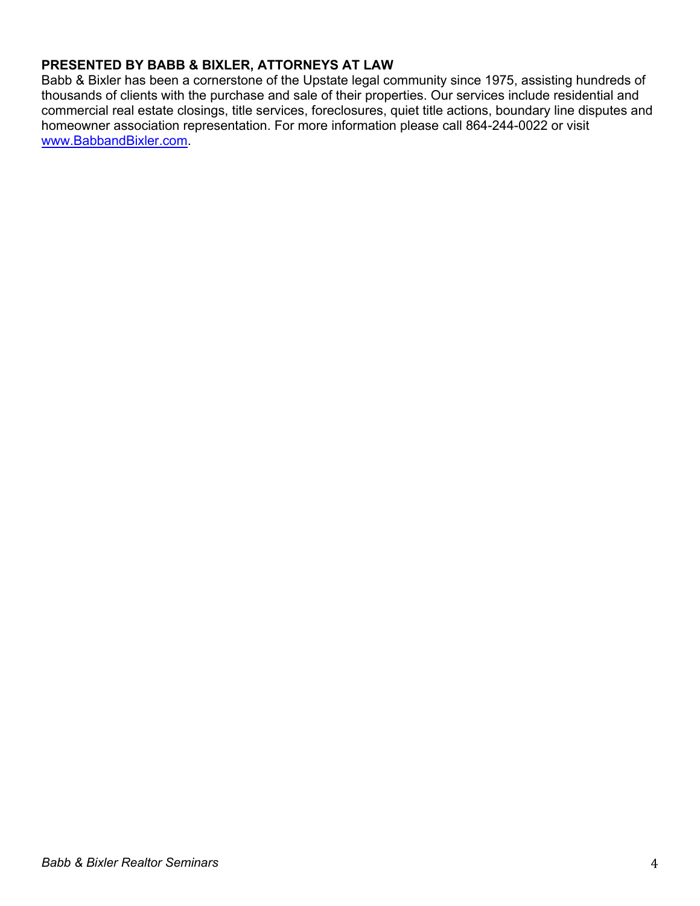**PRESENTED BY BABB & BIXLER, ATTORNEYS AT LAW**

Babb & Bixler has been a cornerstone of the Upstate legal community since 1975, assisting hundreds of thousands of clients with the purchase and sale of their properties. Our services include residential and commercial real estate closings, title services, foreclosures, quiet title actions, boundary line disputes and homeowner association representation. For more information please call 864-244-0022 or visit [www.BabbandBixler.com](http://www.BabbandBixler.com).